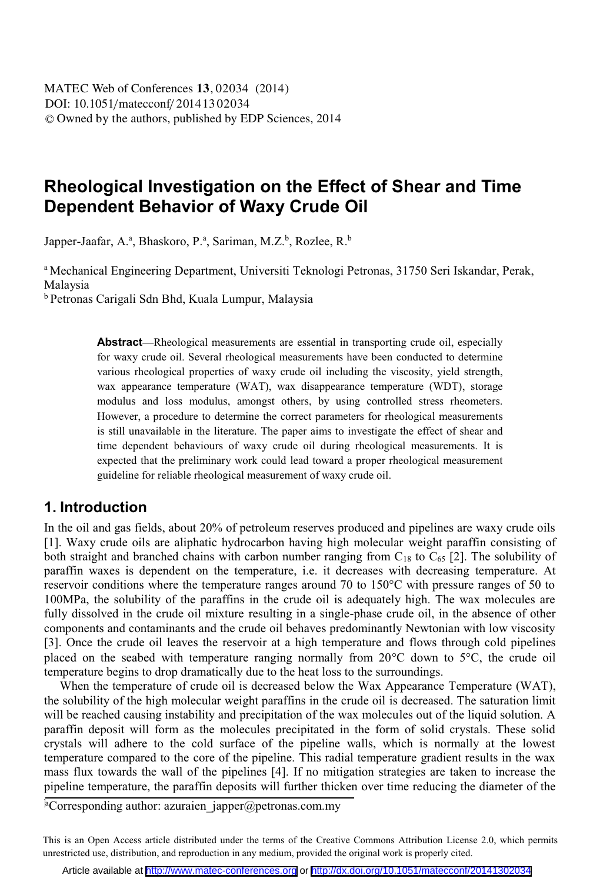# Rheological Investigation on the Effect of Shear and Time Dependent Behavior of Waxy Crude Oil

Japper-Jaafar, A.[a], Bhaskoro, P.[a], Sariman, M.Z.[b], Rozlee, R.[b]

[a] Mechanical Engineering Department, Universiti Teknologi Petronas, 31750 Seri Iskandar, Perak, Malaysia

[b] Petronas Carigali Sdn Bhd, Kuala Lumpur, Malaysia

**Abstract**—Rheological measurements are essential in transporting crude oil, especially for waxy crude oil. Several rheological measurements have been conducted to determine various rheological properties of waxy crude oil including the viscosity, yield strength, wax appearance temperature (WAT), wax disappearance temperature (WDT), storage modulus and loss modulus, amongst others, by using controlled stress rheometers. However, a procedure to determine the correct parameters for rheological measurements is still unavailable in the literature. The paper aims to investigate the effect of shear and time dependent behaviours of waxy crude oil during rheological measurements. It is expected that the preliminary work could lead toward a proper rheological measurement guideline for reliable rheological measurement of waxy crude oil.

## 1. Introduction

In the oil and gas fields, about 20% of petroleum reserves produced and pipelines are waxy crude oils [1]. Waxy crude oils are aliphatic hydrocarbon having high molecular weight paraffin consisting of both straight and branched chains with carbon number ranging from $C_{18}$ to $C_{65}$ [2]. The solubility of paraffin waxes is dependent on the temperature, i.e. it decreases with decreasing temperature. At reservoir conditions where the temperature ranges around 70 to 150°C with pressure ranges of 50 to 100MPa, the solubility of the paraffins in the crude oil is adequately high. The wax molecules are fully dissolved in the crude oil mixture resulting in a single-phase crude oil, in the absence of other components and contaminants and the crude oil behaves predominantly Newtonian with low viscosity [3]. Once the crude oil leaves the reservoir at a high temperature and flows through cold pipelines placed on the seabed with temperature ranging normally from 20°C down to 5°C, the crude oil temperature begins to drop dramatically due to the heat loss to the surroundings.

When the temperature of crude oil is decreased below the Wax Appearance Temperature (WAT), the solubility of the high molecular weight paraffins in the crude oil is decreased. The saturation limit will be reached causing instability and precipitation of the wax molecules out of the liquid solution. A paraffin deposit will form as the molecules precipitated in the form of solid crystals. These solid crystals will adhere to the cold surface of the pipeline walls, which is normally at the lowest temperature compared to the core of the pipeline. This radial temperature gradient results in the wax mass flux towards the wall of the pipelines [4]. If no mitigation strategies are taken to increase the pipeline temperature, the paraffin deposits will further thicken over time reducing the diameter of the

[a]Corresponding author: azuraien_japper@petronas.com.my

This is an Open Access article distributed under the terms of the Creative Commons Attribution License 2.0, which permits unrestricted use, distribution, and reproduction in any medium, provided the original work is properly cited.

Article available at http://www.matec-conferences.org or http://dx.doi.org/10.1051/matecconf/20141302034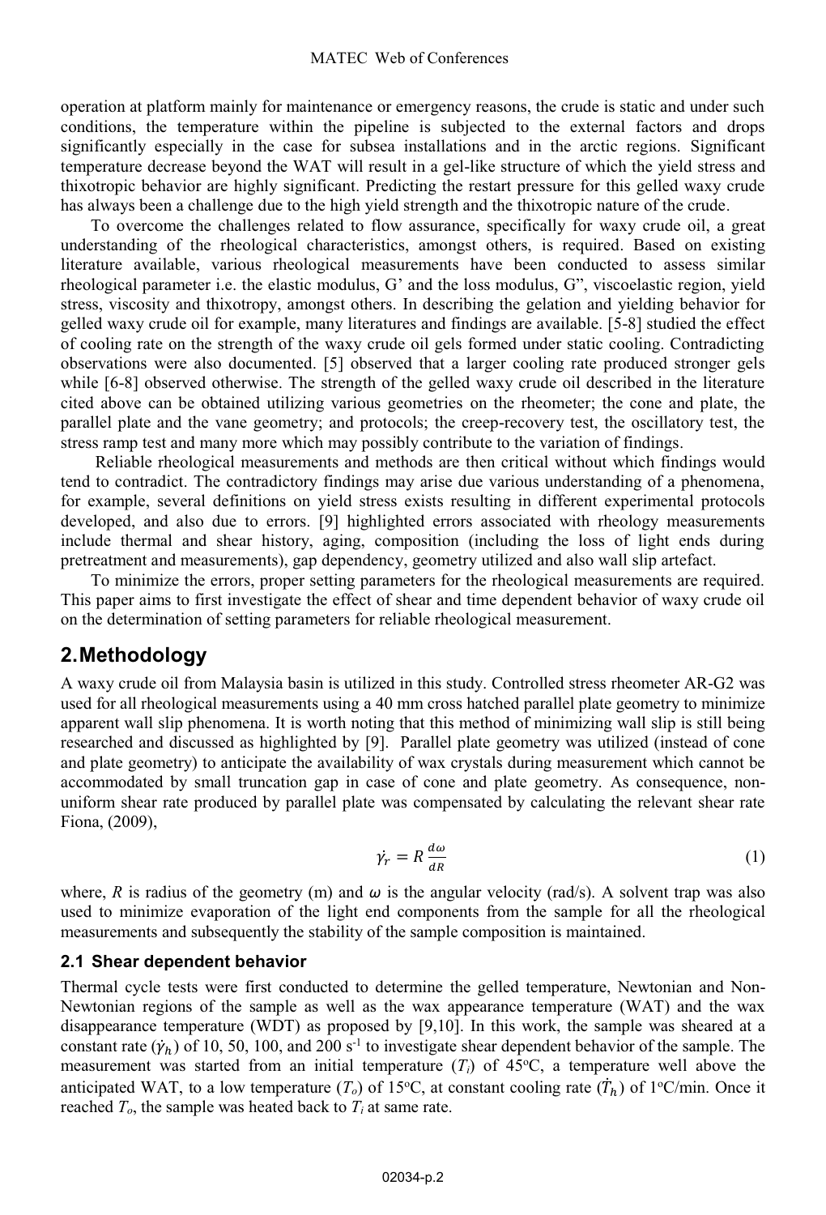operation at platform mainly for maintenance or emergency reasons, the crude is static and under such conditions, the temperature within the pipeline is subjected to the external factors and drops significantly especially in the case for subsea installations and in the arctic regions. Significant temperature decrease beyond the WAT will result in a gel-like structure of which the yield stress and thixotropic behavior are highly significant. Predicting the restart pressure for this gelled waxy crude has always been a challenge due to the high yield strength and the thixotropic nature of the crude.

To overcome the challenges related to flow assurance, specifically for waxy crude oil, a great understanding of the rheological characteristics, amongst others, is required. Based on existing literature available, various rheological measurements have been conducted to assess similar rheological parameter i.e. the elastic modulus, G' and the loss modulus, G", viscoelastic region, yield stress, viscosity and thixotropy, amongst others. In describing the gelation and yielding behavior for gelled waxy crude oil for example, many literatures and findings are available. [5-8] studied the effect of cooling rate on the strength of the waxy crude oil gels formed under static cooling. Contradicting observations were also documented. [5] observed that a larger cooling rate produced stronger gels while [6-8] observed otherwise. The strength of the gelled waxy crude oil described in the literature cited above can be obtained utilizing various geometries on the rheometer; the cone and plate, the parallel plate and the vane geometry; and protocols; the creep-recovery test, the oscillatory test, the stress ramp test and many more which may possibly contribute to the variation of findings.

Reliable rheological measurements and methods are then critical without which findings would tend to contradict. The contradictory findings may arise due various understanding of a phenomena, for example, several definitions on yield stress exists resulting in different experimental protocols developed, and also due to errors. [9] highlighted errors associated with rheology measurements include thermal and shear history, aging, composition (including the loss of light ends during pretreatment and measurements), gap dependency, geometry utilized and also wall slip artefact.

To minimize the errors, proper setting parameters for the rheological measurements are required. This paper aims to first investigate the effect of shear and time dependent behavior of waxy crude oil on the determination of setting parameters for reliable rheological measurement.

## 2. Methodology

A waxy crude oil from Malaysia basin is utilized in this study. Controlled stress rheometer AR-G2 was used for all rheological measurements using a 40 mm cross hatched parallel plate geometry to minimize apparent wall slip phenomena. It is worth noting that this method of minimizing wall slip is still being researched and discussed as highlighted by [9]. Parallel plate geometry was utilized (instead of cone and plate geometry) to anticipate the availability of wax crystals during measurement which cannot be accommodated by small truncation gap in case of cone and plate geometry. As consequence, non-uniform shear rate produced by parallel plate was compensated by calculating the relevant shear rate Fiona, (2009),

$$\dot{\gamma}_r = R\frac{d\omega}{dR} \tag{1}$$

where, $R$ is radius of the geometry (m) and $\omega$ is the angular velocity (rad/s). A solvent trap was also used to minimize evaporation of the light end components from the sample for all the rheological measurements and subsequently the stability of the sample composition is maintained.

### 2.1 Shear dependent behavior

Thermal cycle tests were first conducted to determine the gelled temperature, Newtonian and Non-Newtonian regions of the sample as well as the wax appearance temperature (WAT) and the wax disappearance temperature (WDT) as proposed by [9,10]. In this work, the sample was sheared at a constant rate ($\dot{\gamma}_h$) of 10, 50, 100, and 200 s$^{-1}$ to investigate shear dependent behavior of the sample. The measurement was started from an initial temperature ($T_i$) of 45$^o$C, a temperature well above the anticipated WAT, to a low temperature ($T_o$) of 15$^o$C, at constant cooling rate ($\dot{T}_h$) of 1$^o$C/min. Once it reached $T_o$, the sample was heated back to $T_i$ at same rate.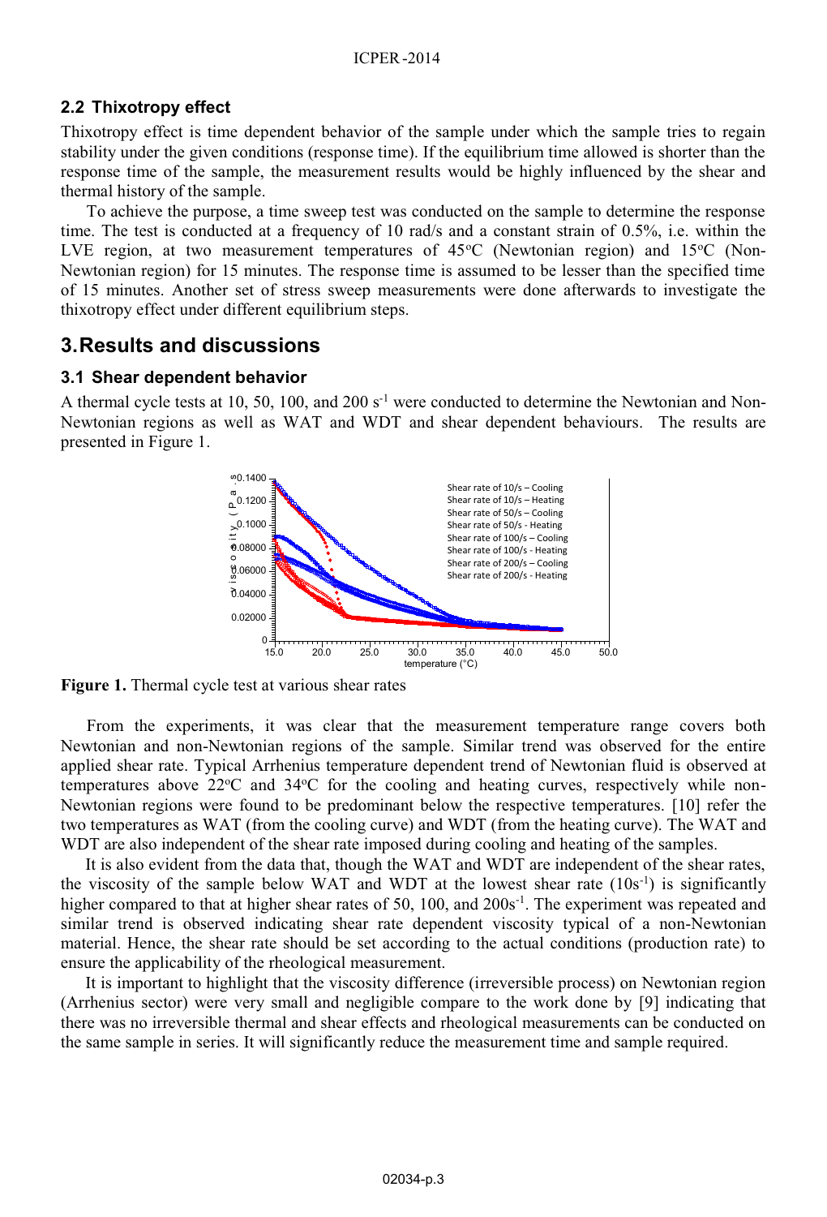### 2.2 Thixotropy effect

Thixotropy effect is time dependent behavior of the sample under which the sample tries to regain stability under the given conditions (response time). If the equilibrium time allowed is shorter than the response time of the sample, the measurement results would be highly influenced by the shear and thermal history of the sample.

To achieve the purpose, a time sweep test was conducted on the sample to determine the response time. The test is conducted at a frequency of 10 rad/s and a constant strain of 0.5%, i.e. within the LVE region, at two measurement temperatures of 45°C (Newtonian region) and 15°C (Non-Newtonian region) for 15 minutes. The response time is assumed to be lesser than the specified time of 15 minutes. Another set of stress sweep measurements were done afterwards to investigate the thixotropy effect under different equilibrium steps.

## 3. Results and discussions

### 3.1 Shear dependent behavior

A thermal cycle tests at 10, 50, 100, and 200 $s^{-1}$ were conducted to determine the Newtonian and Non-Newtonian regions as well as WAT and WDT and shear dependent behaviours. The results are presented in Figure 1.

**Figure 1.** Thermal cycle test at various shear rates

From the experiments, it was clear that the measurement temperature range covers both Newtonian and non-Newtonian regions of the sample. Similar trend was observed for the entire applied shear rate. Typical Arrhenius temperature dependent trend of Newtonian fluid is observed at temperatures above 22°C and 34°C for the cooling and heating curves, respectively while non-Newtonian regions were found to be predominant below the respective temperatures. [10] refer the two temperatures as WAT (from the cooling curve) and WDT (from the heating curve). The WAT and WDT are also independent of the shear rate imposed during cooling and heating of the samples.

It is also evident from the data that, though the WAT and WDT are independent of the shear rates, the viscosity of the sample below WAT and WDT at the lowest shear rate (10$s^{-1}$) is significantly higher compared to that at higher shear rates of 50, 100, and 200$s^{-1}$. The experiment was repeated and similar trend is observed indicating shear rate dependent viscosity typical of a non-Newtonian material. Hence, the shear rate should be set according to the actual conditions (production rate) to ensure the applicability of the rheological measurement.

It is important to highlight that the viscosity difference (irreversible process) on Newtonian region (Arrhenius sector) were very small and negligible compare to the work done by [9] indicating that there was no irreversible thermal and shear effects and rheological measurements can be conducted on the same sample in series. It will significantly reduce the measurement time and sample required.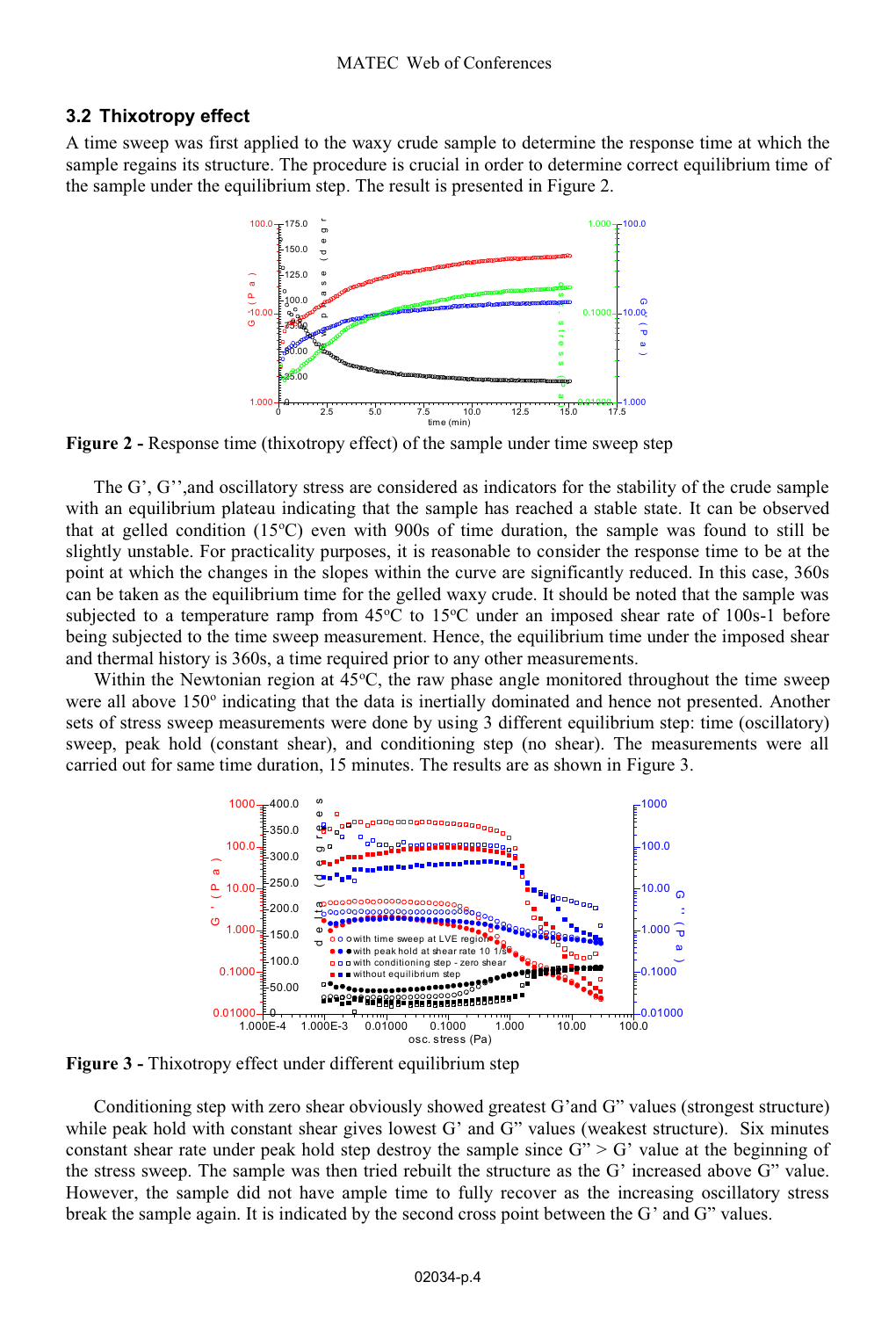### 3.2 Thixotropy effect

A time sweep was first applied to the waxy crude sample to determine the response time at which the sample regains its structure. The procedure is crucial in order to determine correct equilibrium time of the sample under the equilibrium step. The result is presented in Figure 2.

**Figure 2 -** Response time (thixotropy effect) of the sample under time sweep step

The G', G'',and oscillatory stress are considered as indicators for the stability of the crude sample with an equilibrium plateau indicating that the sample has reached a stable state. It can be observed that at gelled condition (15ºC) even with 900s of time duration, the sample was found to still be slightly unstable. For practicality purposes, it is reasonable to consider the response time to be at the point at which the changes in the slopes within the curve are significantly reduced. In this case, 360s can be taken as the equilibrium time for the gelled waxy crude. It should be noted that the sample was subjected to a temperature ramp from 45ºC to 15ºC under an imposed shear rate of 100s-1 before being subjected to the time sweep measurement. Hence, the equilibrium time under the imposed shear and thermal history is 360s, a time required prior to any other measurements.

Within the Newtonian region at 45ºC, the raw phase angle monitored throughout the time sweep were all above 150º indicating that the data is inertially dominated and hence not presented. Another sets of stress sweep measurements were done by using 3 different equilibrium step: time (oscillatory) sweep, peak hold (constant shear), and conditioning step (no shear). The measurements were all carried out for same time duration, 15 minutes. The results are as shown in Figure 3.

**Figure 3 -** Thixotropy effect under different equilibrium step

Conditioning step with zero shear obviously showed greatest G'and G" values (strongest structure) while peak hold with constant shear gives lowest G' and G" values (weakest structure). Six minutes constant shear rate under peak hold step destroy the sample since G" > G' value at the beginning of the stress sweep. The sample was then tried rebuilt the structure as the G' increased above G" value. However, the sample did not have ample time to fully recover as the increasing oscillatory stress break the sample again. It is indicated by the second cross point between the G' and G" values.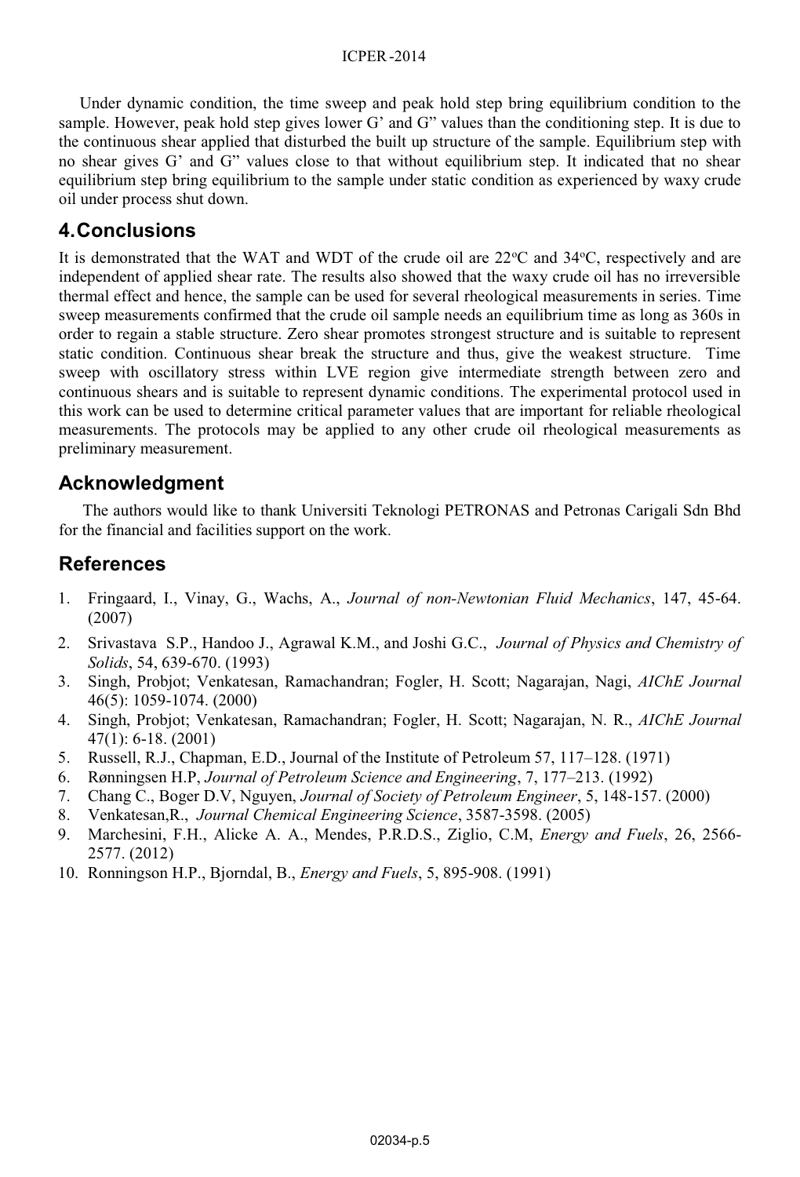Under dynamic condition, the time sweep and peak hold step bring equilibrium condition to the sample. However, peak hold step gives lower G' and G" values than the conditioning step. It is due to the continuous shear applied that disturbed the built up structure of the sample. Equilibrium step with no shear gives G' and G" values close to that without equilibrium step. It indicated that no shear equilibrium step bring equilibrium to the sample under static condition as experienced by waxy crude oil under process shut down.

## 4. Conclusions

It is demonstrated that the WAT and WDT of the crude oil are 22$^{o}$C and 34$^{o}$C, respectively and are independent of applied shear rate. The results also showed that the waxy crude oil has no irreversible thermal effect and hence, the sample can be used for several rheological measurements in series. Time sweep measurements confirmed that the crude oil sample needs an equilibrium time as long as 360s in order to regain a stable structure. Zero shear promotes strongest structure and is suitable to represent static condition. Continuous shear break the structure and thus, give the weakest structure. Time sweep with oscillatory stress within LVE region give intermediate strength between zero and continuous shears and is suitable to represent dynamic conditions. The experimental protocol used in this work can be used to determine critical parameter values that are important for reliable rheological measurements. The protocols may be applied to any other crude oil rheological measurements as preliminary measurement.

## Acknowledgment

The authors would like to thank Universiti Teknologi PETRONAS and Petronas Carigali Sdn Bhd for the financial and facilities support on the work.

## References

1. Fringaard, I., Vinay, G., Wachs, A., *Journal of non-Newtonian Fluid Mechanics*, 147, 45-64. (2007)
2. Srivastava S.P., Handoo J., Agrawal K.M., and Joshi G.C., *Journal of Physics and Chemistry of Solids*, 54, 639-670. (1993)
3. Singh, Probjot; Venkatesan, Ramachandran; Fogler, H. Scott; Nagarajan, Nagi, *AIChE Journal* 46(5): 1059-1074. (2000)
4. Singh, Probjot; Venkatesan, Ramachandran; Fogler, H. Scott; Nagarajan, N. R., *AIChE Journal* 47(1): 6-18. (2001)
5. Russell, R.J., Chapman, E.D., Journal of the Institute of Petroleum 57, 117–128. (1971)
6. Rønningsen H.P, *Journal of Petroleum Science and Engineering*, 7, 177–213. (1992)
7. Chang C., Boger D.V, Nguyen, *Journal of Society of Petroleum Engineer*, 5, 148-157. (2000)
8. Venkatesan,R., *Journal Chemical Engineering Science*, 3587-3598. (2005)
9. Marchesini, F.H., Alicke A. A., Mendes, P.R.D.S., Ziglio, C.M, *Energy and Fuels*, 26, 2566-2577. (2012)
10. Ronningson H.P., Bjorndal, B., *Energy and Fuels*, 5, 895-908. (1991)